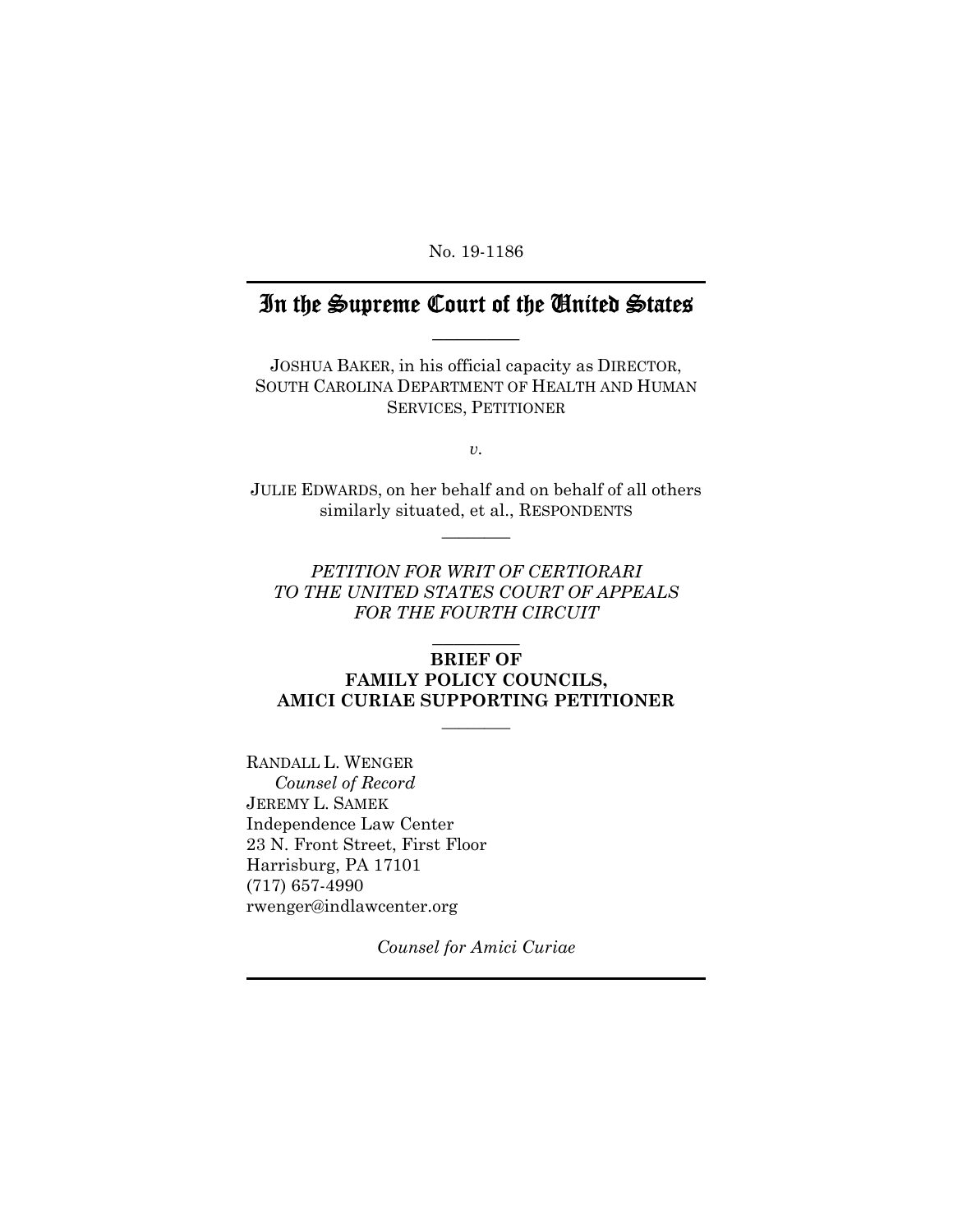No. 19-1186

# In the Supreme Court of the United States

---

JOSHUA BAKER, in his official capacity as DIRECTOR, SOUTH CAROLINA DEPARTMENT OF HEALTH AND HUMAN SERVICES, PETITIONER

*v.*

JULIE EDWARDS, on her behalf and on behalf of all others similarly situated, et al., RESPONDENTS

---

*PETITION FOR WRIT OF CERTIORARI TO THE UNITED STATES COURT OF APPEALS FOR THE FOURTH CIRCUIT*

---

**BRIEF OF FAMILY POLICY COUNCILS, AMICI CURIAE SUPPORTING PETITIONER**

---

RANDALL L. WENGER
*Counsel of Record*
JEREMY L. SAMEK
Independence Law Center
23 N. Front Street, First Floor
Harrisburg, PA 17101
(717) 657-4990
rwenger@indlawcenter.org

*Counsel for Amici Curiae*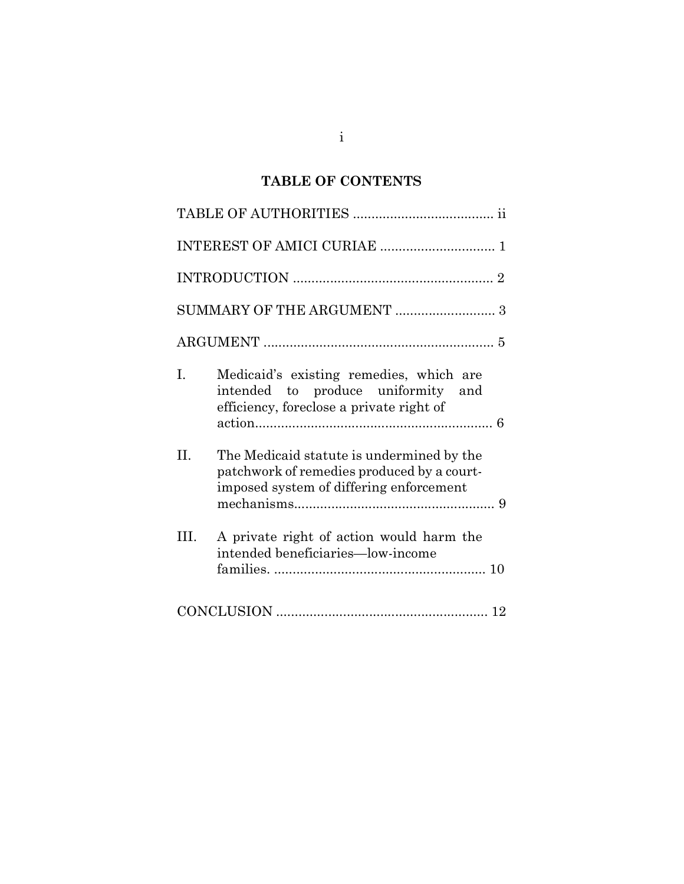# TABLE OF CONTENTS

TABLE OF AUTHORITIES ..................................... ii

INTEREST OF AMICI CURIAE .............................. 1

INTRODUCTION ...................................................... 2

SUMMARY OF THE ARGUMENT ........................... 3

ARGUMENT ............................................................. 5

I. Medicaid's existing remedies, which are intended to produce uniformity and efficiency, foreclose a private right of action................................................................ 6

II. The Medicaid statute is undermined by the patchwork of remedies produced by a court-imposed system of differing enforcement mechanisms...................................................... 9

III. A private right of action would harm the intended beneficiaries—low-income families. ......................................................... 10

CONCLUSION ........................................................ 12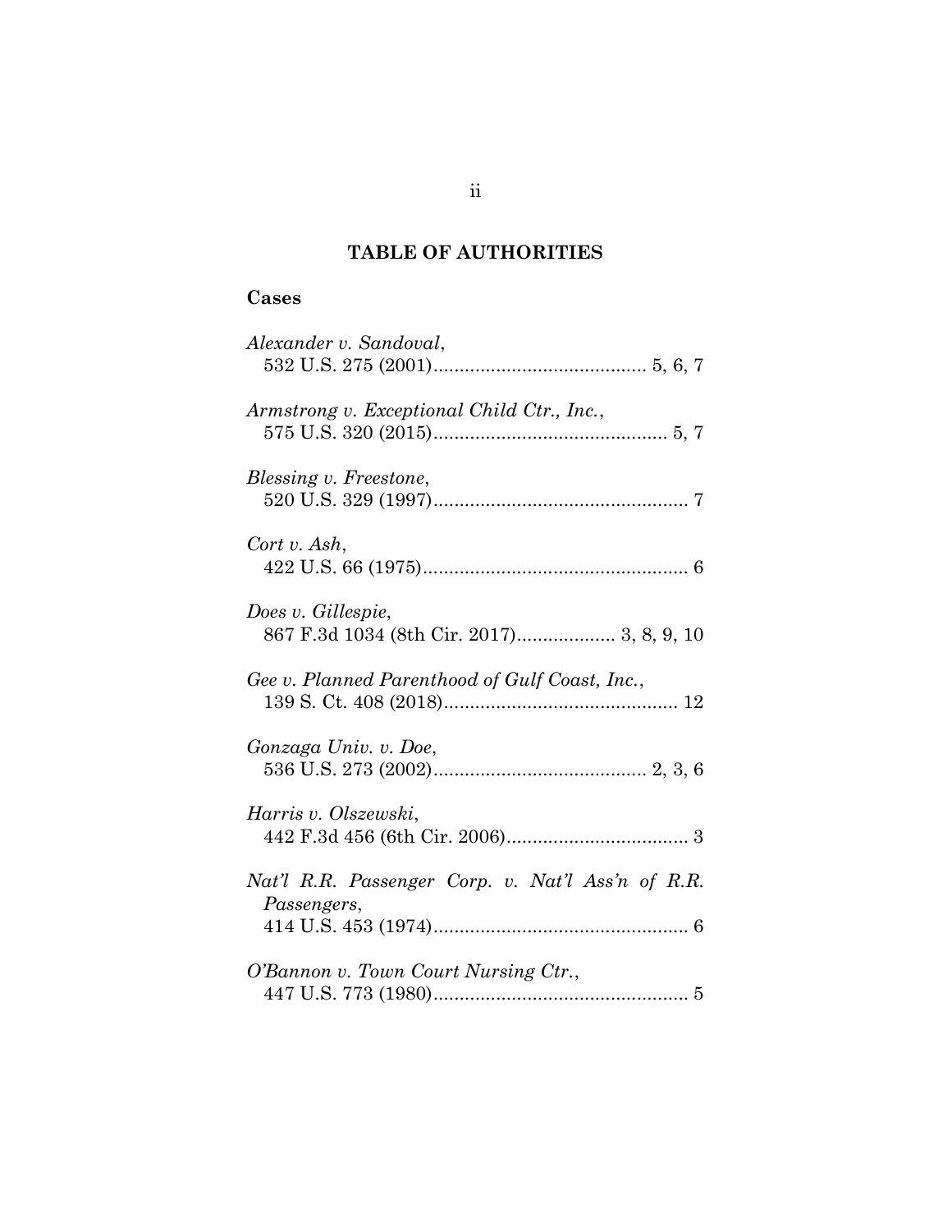## TABLE OF AUTHORITIES

### Cases

*Alexander v. Sandoval*,
532 U.S. 275 (2001)......................................... 5, 6, 7

*Armstrong v. Exceptional Child Ctr., Inc.*,
575 U.S. 320 (2015)............................................. 5, 7

*Blessing v. Freestone*,
520 U.S. 329 (1997)................................................. 7

*Cort v. Ash*,
422 U.S. 66 (1975)................................................... 6

*Does v. Gillespie*,
867 F.3d 1034 (8th Cir. 2017)................... 3, 8, 9, 10

*Gee v. Planned Parenthood of Gulf Coast, Inc.*,
139 S. Ct. 408 (2018)............................................. 12

*Gonzaga Univ. v. Doe*,
536 U.S. 273 (2002)......................................... 2, 3, 6

*Harris v. Olszewski*,
442 F.3d 456 (6th Cir. 2006)................................... 3

*Nat'l R.R. Passenger Corp. v. Nat'l Ass'n of R.R. Passengers*,
414 U.S. 453 (1974)................................................. 6

*O'Bannon v. Town Court Nursing Ctr.*,
447 U.S. 773 (1980)................................................. 5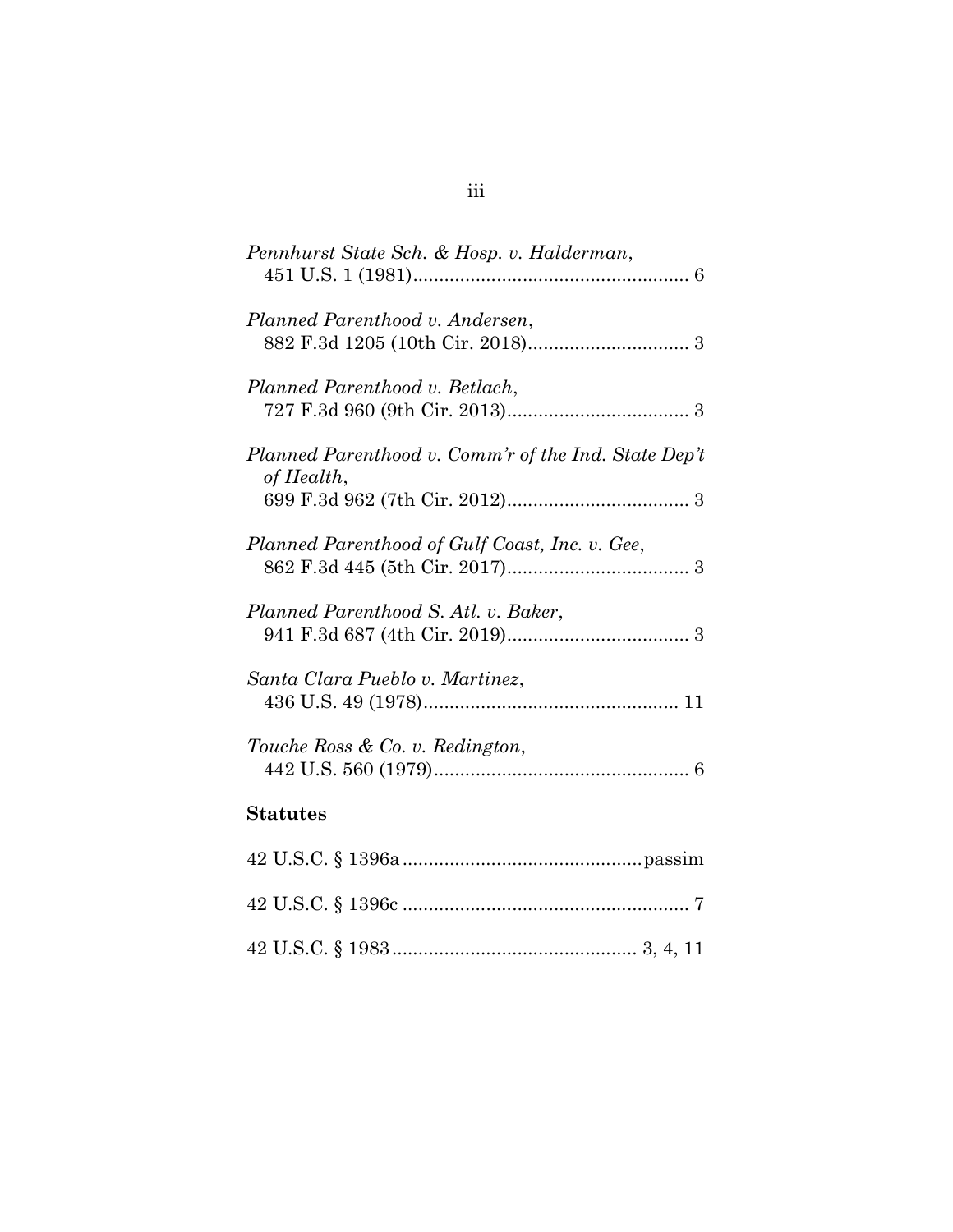*Pennhurst State Sch. & Hosp. v. Halderman*,
451 U.S. 1 (1981).................................................... 6

*Planned Parenthood v. Andersen*,
882 F.3d 1205 (10th Cir. 2018).............................. 3

*Planned Parenthood v. Betlach*,
727 F.3d 960 (9th Cir. 2013).................................. 3

*Planned Parenthood v. Comm'r of the Ind. State Dep't of Health*,
699 F.3d 962 (7th Cir. 2012).................................. 3

*Planned Parenthood of Gulf Coast, Inc. v. Gee*,
862 F.3d 445 (5th Cir. 2017).................................. 3

*Planned Parenthood S. Atl. v. Baker*,
941 F.3d 687 (4th Cir. 2019).................................. 3

*Santa Clara Pueblo v. Martinez*,
436 U.S. 49 (1978)................................................ 11

*Touche Ross & Co. v. Redington*,
442 U.S. 560 (1979)................................................ 6

**Statutes**

42 U.S.C. § 1396a.............................................passim

42 U.S.C. § 1396c ...................................................... 7

42 U.S.C. § 1983.............................................. 3, 4, 11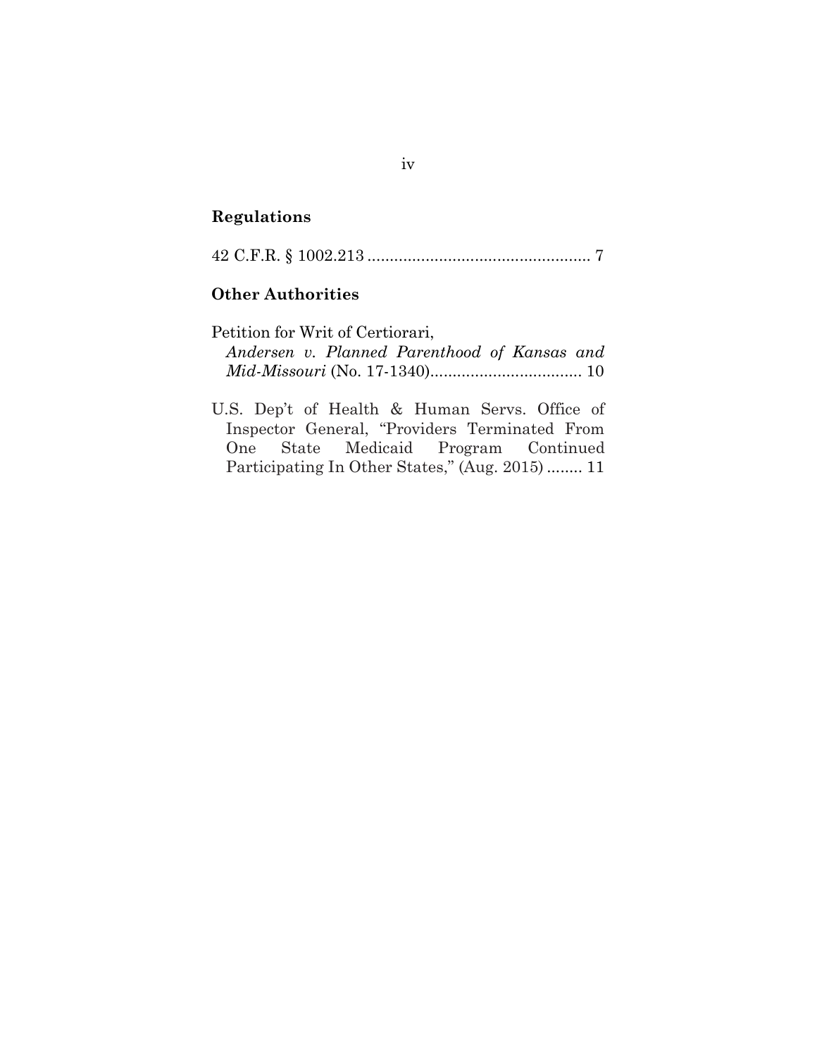**Regulations**

42 C.F.R. § 1002.213 .................................................. 7

**Other Authorities**

Petition for Writ of Certiorari,
*Andersen v. Planned Parenthood of Kansas and Mid-Missouri* (No. 17-1340).................................. 10

U.S. Dep't of Health & Human Servs. Office of Inspector General, "Providers Terminated From One State Medicaid Program Continued Participating In Other States," (Aug. 2015) ........ 11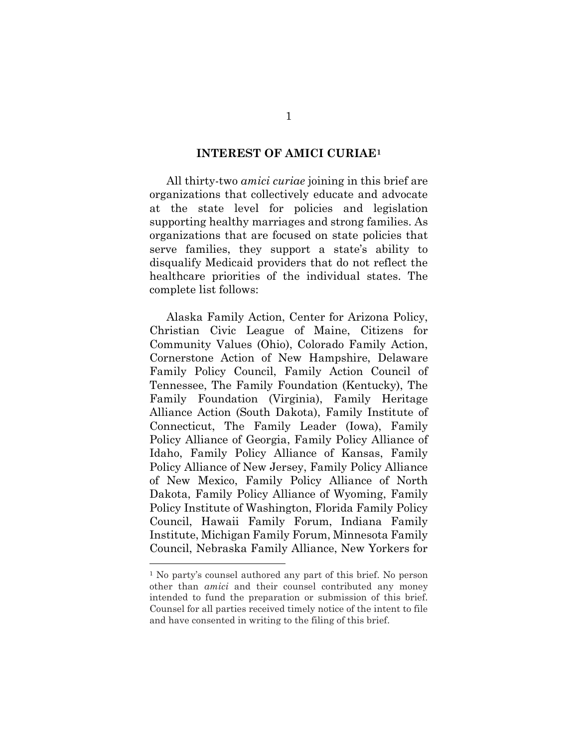## INTEREST OF AMICI CURIAE[1]

All thirty-two *amici curiae* joining in this brief are organizations that collectively educate and advocate at the state level for policies and legislation supporting healthy marriages and strong families. As organizations that are focused on state policies that serve families, they support a state's ability to disqualify Medicaid providers that do not reflect the healthcare priorities of the individual states. The complete list follows:

Alaska Family Action, Center for Arizona Policy, Christian Civic League of Maine, Citizens for Community Values (Ohio), Colorado Family Action, Cornerstone Action of New Hampshire, Delaware Family Policy Council, Family Action Council of Tennessee, The Family Foundation (Kentucky), The Family Foundation (Virginia), Family Heritage Alliance Action (South Dakota), Family Institute of Connecticut, The Family Leader (Iowa), Family Policy Alliance of Georgia, Family Policy Alliance of Idaho, Family Policy Alliance of Kansas, Family Policy Alliance of New Jersey, Family Policy Alliance of New Mexico, Family Policy Alliance of North Dakota, Family Policy Alliance of Wyoming, Family Policy Institute of Washington, Florida Family Policy Council, Hawaii Family Forum, Indiana Family Institute, Michigan Family Forum, Minnesota Family Council, Nebraska Family Alliance, New Yorkers for

---

[1] No party's counsel authored any part of this brief. No person other than *amici* and their counsel contributed any money intended to fund the preparation or submission of this brief. Counsel for all parties received timely notice of the intent to file and have consented in writing to the filing of this brief.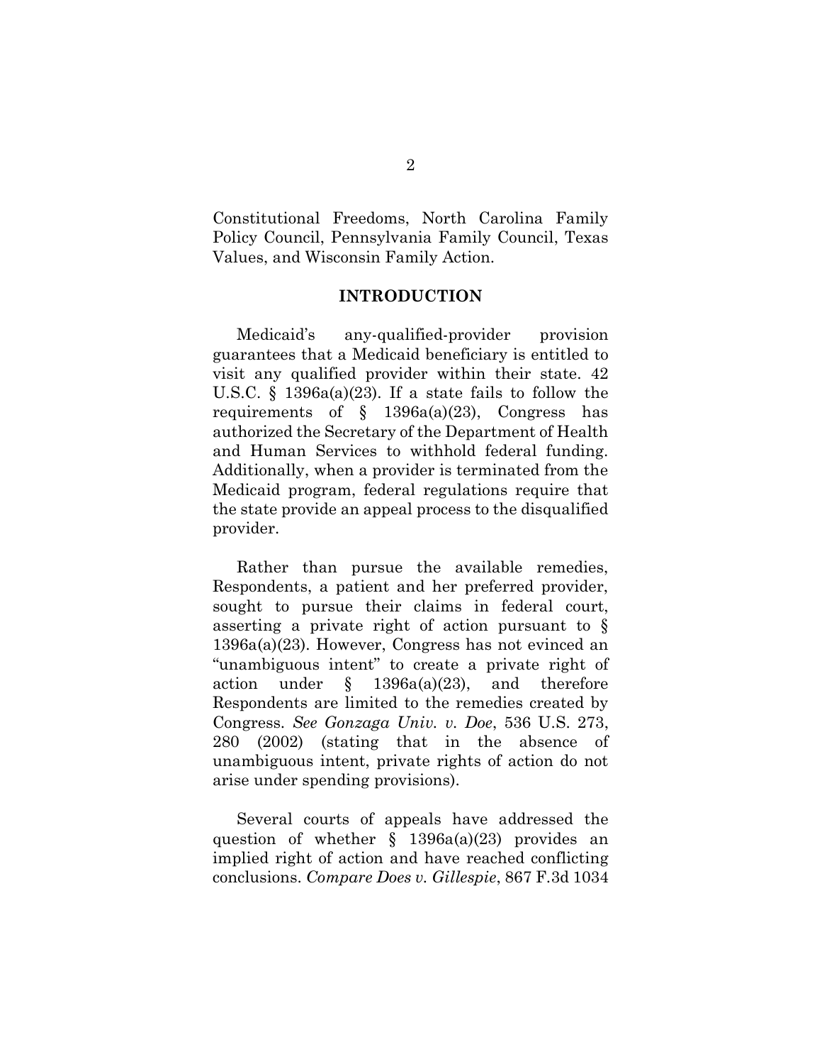Constitutional Freedoms, North Carolina Family Policy Council, Pennsylvania Family Council, Texas Values, and Wisconsin Family Action.

## INTRODUCTION

Medicaid's any-qualified-provider provision guarantees that a Medicaid beneficiary is entitled to visit any qualified provider within their state. 42 U.S.C. § 1396a(a)(23). If a state fails to follow the requirements of § 1396a(a)(23), Congress has authorized the Secretary of the Department of Health and Human Services to withhold federal funding. Additionally, when a provider is terminated from the Medicaid program, federal regulations require that the state provide an appeal process to the disqualified provider.

Rather than pursue the available remedies, Respondents, a patient and her preferred provider, sought to pursue their claims in federal court, asserting a private right of action pursuant to § 1396a(a)(23). However, Congress has not evinced an "unambiguous intent" to create a private right of action under § 1396a(a)(23), and therefore Respondents are limited to the remedies created by Congress. *See Gonzaga Univ. v. Doe*, 536 U.S. 273, 280 (2002) (stating that in the absence of unambiguous intent, private rights of action do not arise under spending provisions).

Several courts of appeals have addressed the question of whether § 1396a(a)(23) provides an implied right of action and have reached conflicting conclusions. *Compare Does v. Gillespie*, 867 F.3d 1034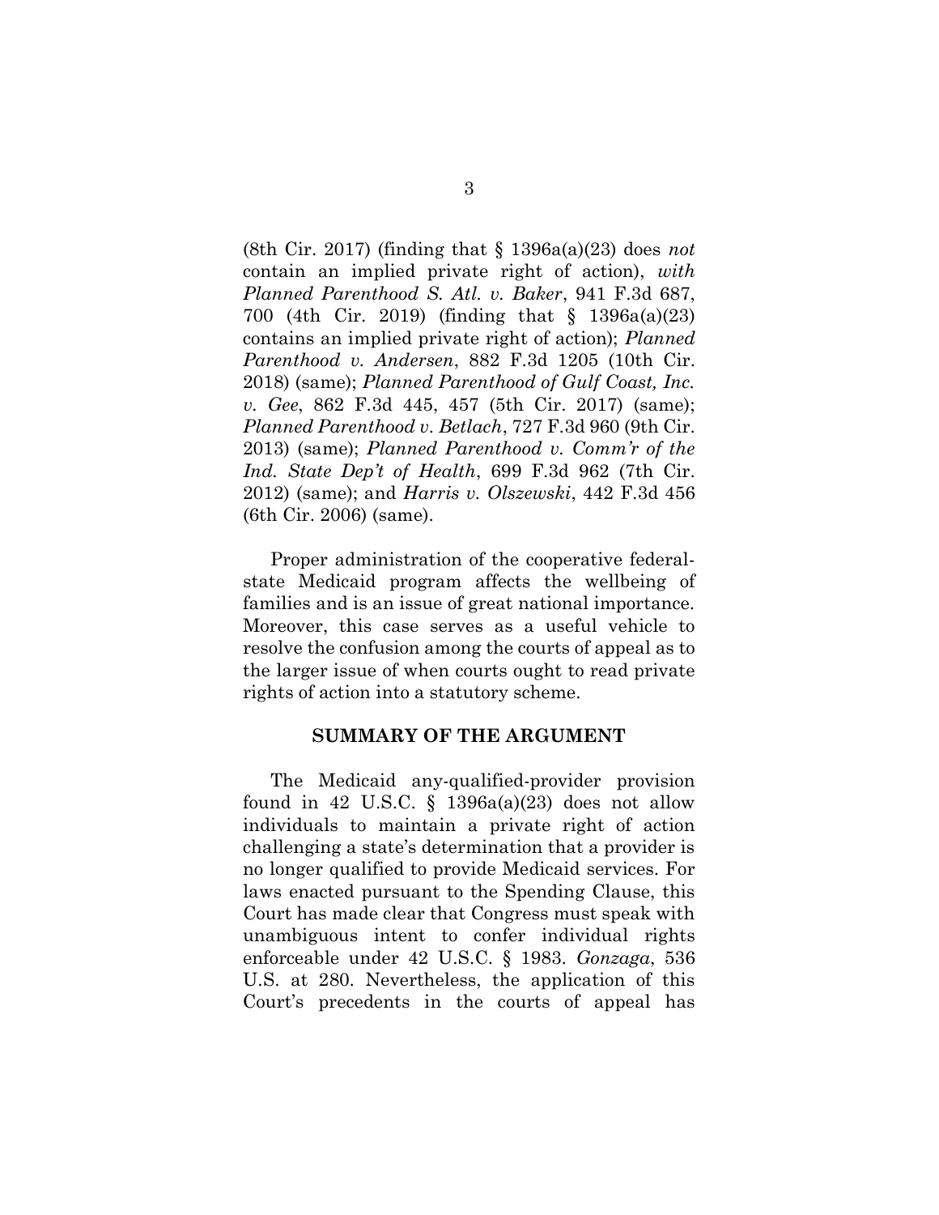(8th Cir. 2017) (finding that § 1396a(a)(23) does *not* contain an implied private right of action), *with Planned Parenthood S. Atl. v. Baker*, 941 F.3d 687, 700 (4th Cir. 2019) (finding that § 1396a(a)(23) contains an implied private right of action); *Planned Parenthood v. Andersen*, 882 F.3d 1205 (10th Cir. 2018) (same); *Planned Parenthood of Gulf Coast, Inc. v. Gee*, 862 F.3d 445, 457 (5th Cir. 2017) (same); *Planned Parenthood v. Betlach*, 727 F.3d 960 (9th Cir. 2013) (same); *Planned Parenthood v. Comm'r of the Ind. State Dep't of Health*, 699 F.3d 962 (7th Cir. 2012) (same); and *Harris v. Olszewski*, 442 F.3d 456 (6th Cir. 2006) (same).

Proper administration of the cooperative federal-state Medicaid program affects the wellbeing of families and is an issue of great national importance. Moreover, this case serves as a useful vehicle to resolve the confusion among the courts of appeal as to the larger issue of when courts ought to read private rights of action into a statutory scheme.

## SUMMARY OF THE ARGUMENT

The Medicaid any-qualified-provider provision found in 42 U.S.C. § 1396a(a)(23) does not allow individuals to maintain a private right of action challenging a state's determination that a provider is no longer qualified to provide Medicaid services. For laws enacted pursuant to the Spending Clause, this Court has made clear that Congress must speak with unambiguous intent to confer individual rights enforceable under 42 U.S.C. § 1983. *Gonzaga*, 536 U.S. at 280. Nevertheless, the application of this Court's precedents in the courts of appeal has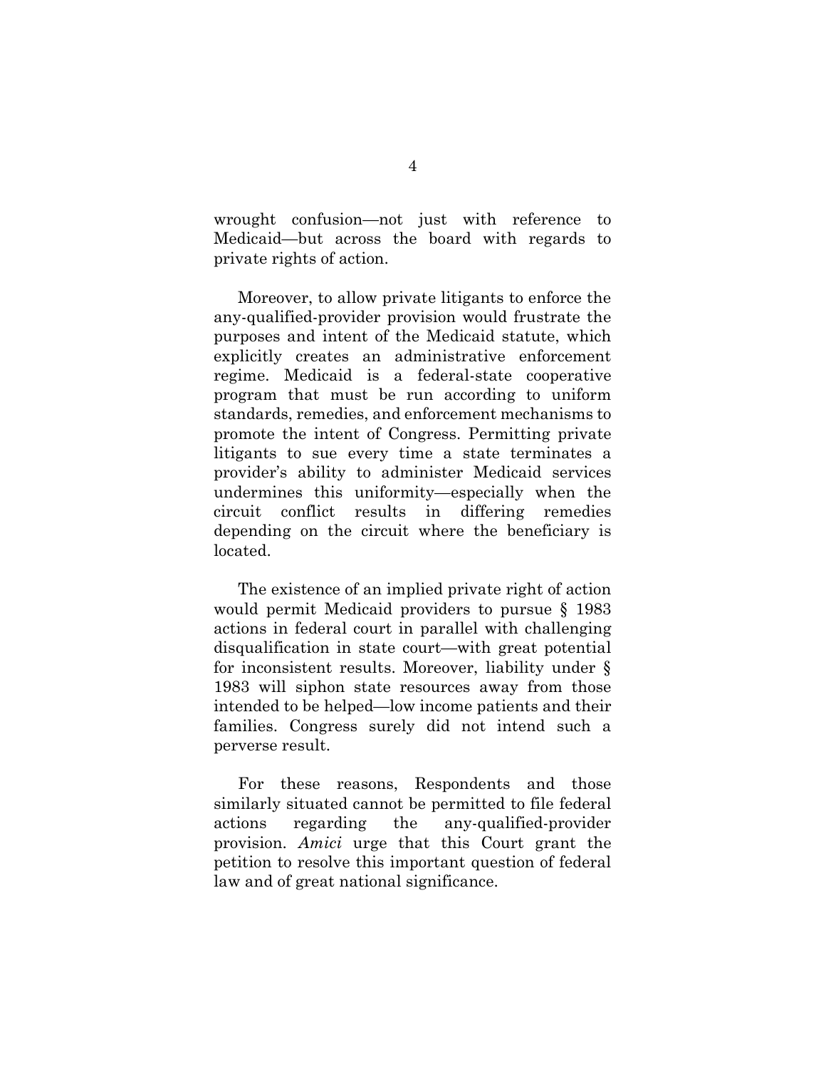wrought confusion—not just with reference to Medicaid—but across the board with regards to private rights of action.

Moreover, to allow private litigants to enforce the any-qualified-provider provision would frustrate the purposes and intent of the Medicaid statute, which explicitly creates an administrative enforcement regime. Medicaid is a federal-state cooperative program that must be run according to uniform standards, remedies, and enforcement mechanisms to promote the intent of Congress. Permitting private litigants to sue every time a state terminates a provider's ability to administer Medicaid services undermines this uniformity—especially when the circuit conflict results in differing remedies depending on the circuit where the beneficiary is located.

The existence of an implied private right of action would permit Medicaid providers to pursue § 1983 actions in federal court in parallel with challenging disqualification in state court—with great potential for inconsistent results. Moreover, liability under § 1983 will siphon state resources away from those intended to be helped—low income patients and their families. Congress surely did not intend such a perverse result.

For these reasons, Respondents and those similarly situated cannot be permitted to file federal actions regarding the any-qualified-provider provision. *Amici* urge that this Court grant the petition to resolve this important question of federal law and of great national significance.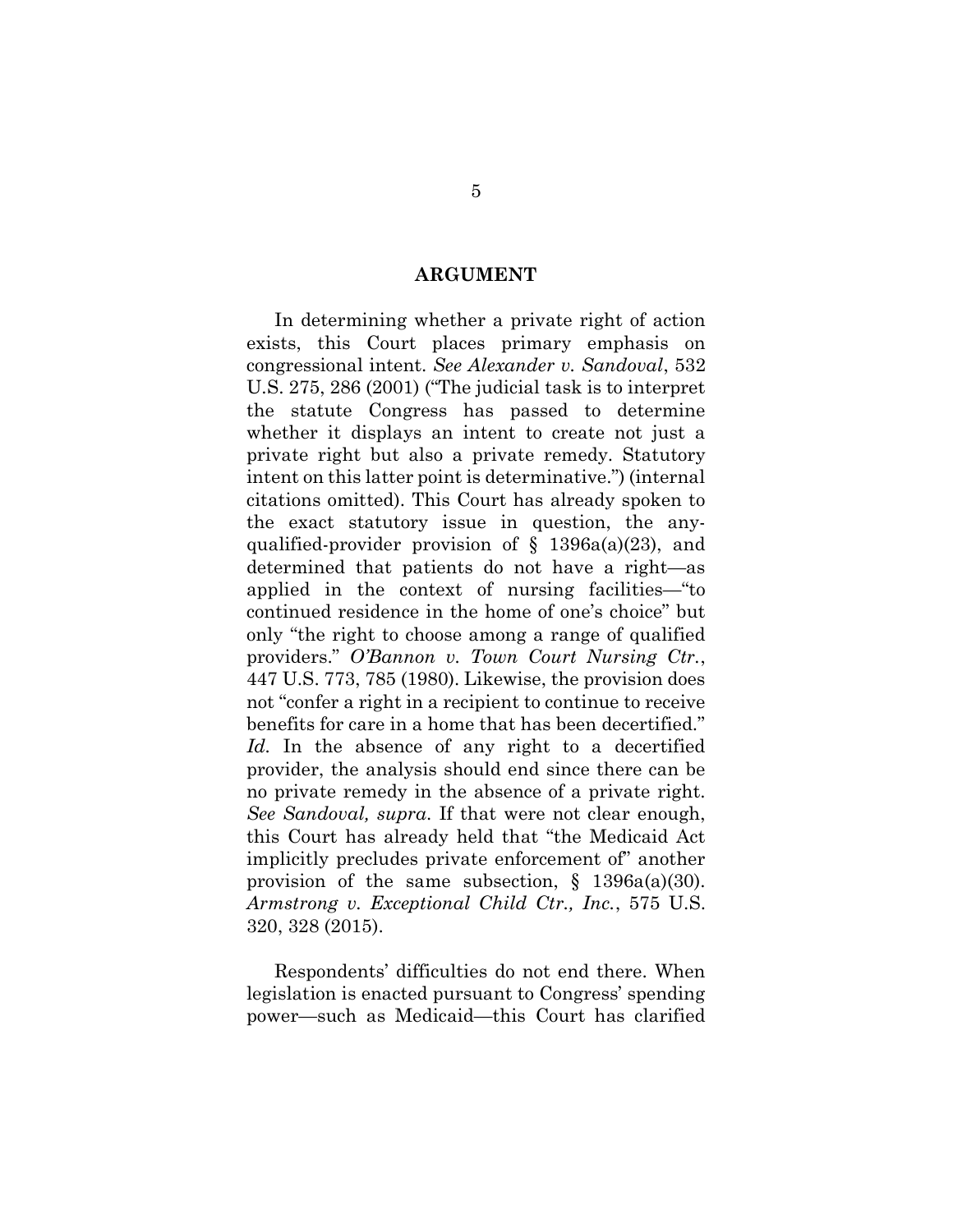## ARGUMENT

In determining whether a private right of action exists, this Court places primary emphasis on congressional intent. *See Alexander v. Sandoval*, 532 U.S. 275, 286 (2001) ("The judicial task is to interpret the statute Congress has passed to determine whether it displays an intent to create not just a private right but also a private remedy. Statutory intent on this latter point is determinative.") (internal citations omitted). This Court has already spoken to the exact statutory issue in question, the any-qualified-provider provision of § 1396a(a)(23), and determined that patients do not have a right—as applied in the context of nursing facilities—"to continued residence in the home of one's choice" but only "the right to choose among a range of qualified providers." *O'Bannon v. Town Court Nursing Ctr.*, 447 U.S. 773, 785 (1980). Likewise, the provision does not "confer a right in a recipient to continue to receive benefits for care in a home that has been decertified." *Id.* In the absence of any right to a decertified provider, the analysis should end since there can be no private remedy in the absence of a private right. *See Sandoval, supra.* If that were not clear enough, this Court has already held that "the Medicaid Act implicitly precludes private enforcement of" another provision of the same subsection, § 1396a(a)(30). *Armstrong v. Exceptional Child Ctr., Inc.*, 575 U.S. 320, 328 (2015).

Respondents' difficulties do not end there. When legislation is enacted pursuant to Congress' spending power—such as Medicaid—this Court has clarified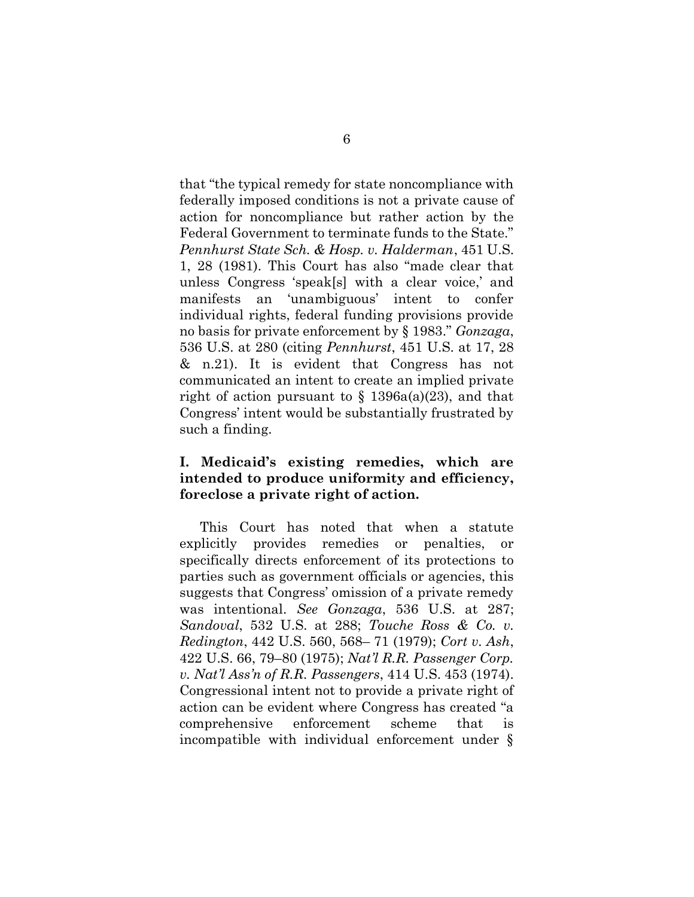that "the typical remedy for state noncompliance with federally imposed conditions is not a private cause of action for noncompliance but rather action by the Federal Government to terminate funds to the State." *Pennhurst State Sch. & Hosp. v. Halderman*, 451 U.S. 1, 28 (1981). This Court has also "made clear that unless Congress 'speak[s] with a clear voice,' and manifests an 'unambiguous' intent to confer individual rights, federal funding provisions provide no basis for private enforcement by § 1983." *Gonzaga*, 536 U.S. at 280 (citing *Pennhurst*, 451 U.S. at 17, 28 & n.21). It is evident that Congress has not communicated an intent to create an implied private right of action pursuant to § 1396a(a)(23), and that Congress' intent would be substantially frustrated by such a finding.

## I. Medicaid's existing remedies, which are intended to produce uniformity and efficiency, foreclose a private right of action.

This Court has noted that when a statute explicitly provides remedies or penalties, or specifically directs enforcement of its protections to parties such as government officials or agencies, this suggests that Congress' omission of a private remedy was intentional. *See Gonzaga*, 536 U.S. at 287; *Sandoval*, 532 U.S. at 288; *Touche Ross & Co. v. Redington*, 442 U.S. 560, 568– 71 (1979); *Cort v. Ash*, 422 U.S. 66, 79–80 (1975); *Nat'l R.R. Passenger Corp. v. Nat'l Ass'n of R.R. Passengers*, 414 U.S. 453 (1974). Congressional intent not to provide a private right of action can be evident where Congress has created "a comprehensive enforcement scheme that is incompatible with individual enforcement under §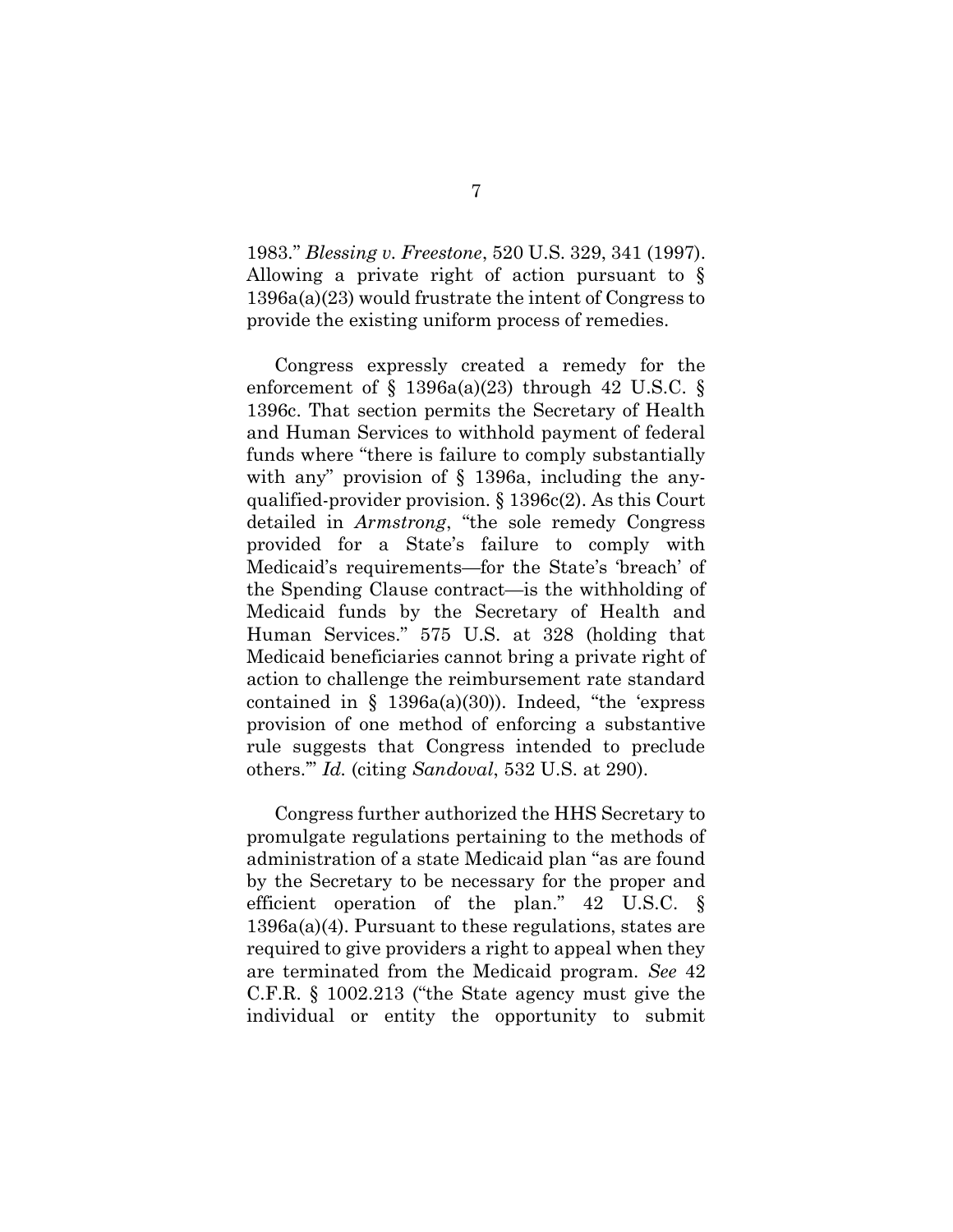1983." *Blessing v. Freestone*, 520 U.S. 329, 341 (1997). Allowing a private right of action pursuant to § 1396a(a)(23) would frustrate the intent of Congress to provide the existing uniform process of remedies.

Congress expressly created a remedy for the enforcement of § 1396a(a)(23) through 42 U.S.C. § 1396c. That section permits the Secretary of Health and Human Services to withhold payment of federal funds where "there is failure to comply substantially with any" provision of § 1396a, including the any-qualified-provider provision. § 1396c(2). As this Court detailed in *Armstrong*, "the sole remedy Congress provided for a State's failure to comply with Medicaid's requirements—for the State's 'breach' of the Spending Clause contract—is the withholding of Medicaid funds by the Secretary of Health and Human Services." 575 U.S. at 328 (holding that Medicaid beneficiaries cannot bring a private right of action to challenge the reimbursement rate standard contained in § 1396a(a)(30)). Indeed, "the 'express provision of one method of enforcing a substantive rule suggests that Congress intended to preclude others.'" *Id.* (citing *Sandoval*, 532 U.S. at 290).

Congress further authorized the HHS Secretary to promulgate regulations pertaining to the methods of administration of a state Medicaid plan "as are found by the Secretary to be necessary for the proper and efficient operation of the plan." 42 U.S.C. § 1396a(a)(4). Pursuant to these regulations, states are required to give providers a right to appeal when they are terminated from the Medicaid program. *See* 42 C.F.R. § 1002.213 ("the State agency must give the individual or entity the opportunity to submit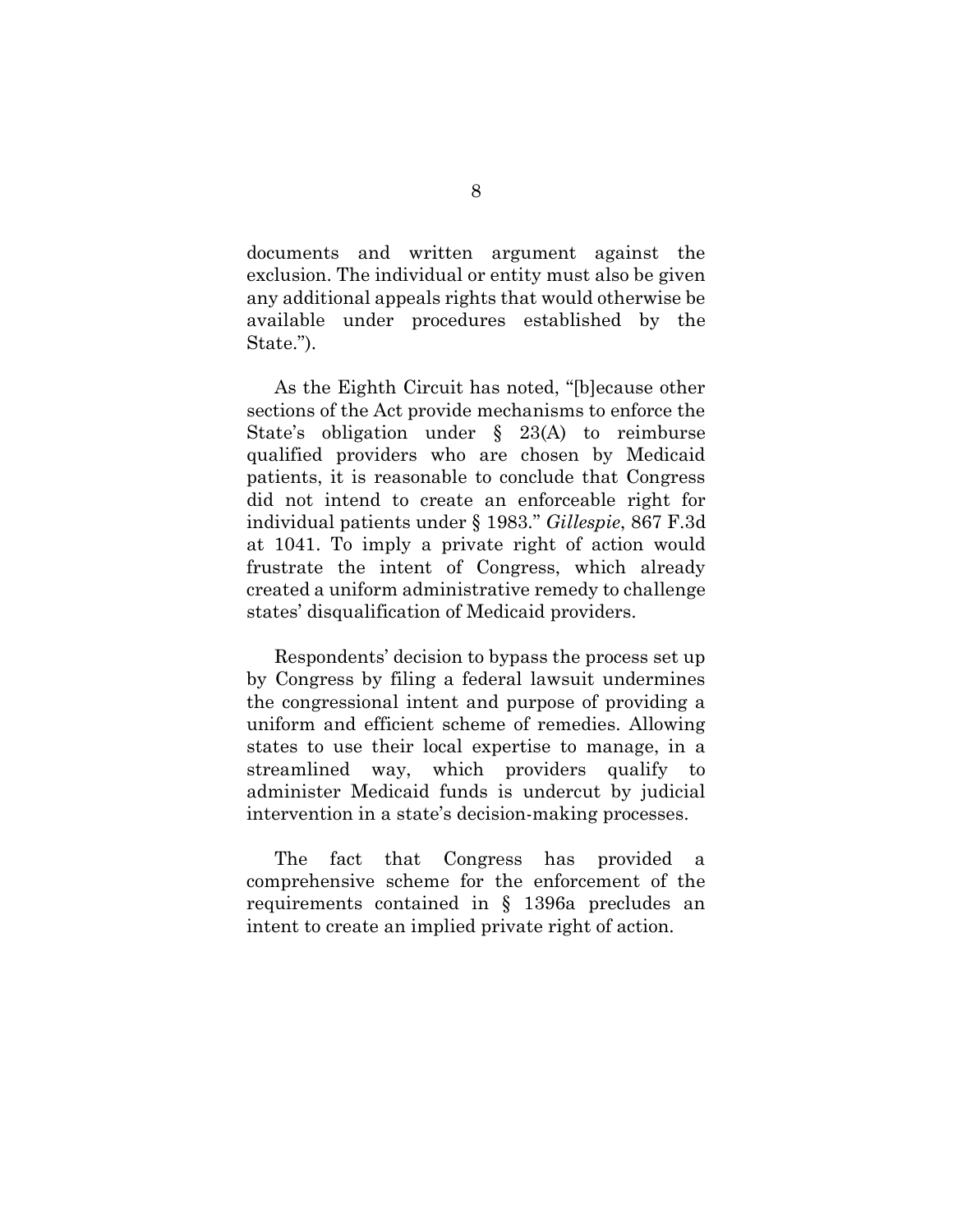documents and written argument against the exclusion. The individual or entity must also be given any additional appeals rights that would otherwise be available under procedures established by the State.").

As the Eighth Circuit has noted, "[b]ecause other sections of the Act provide mechanisms to enforce the State's obligation under § 23(A) to reimburse qualified providers who are chosen by Medicaid patients, it is reasonable to conclude that Congress did not intend to create an enforceable right for individual patients under § 1983." *Gillespie*, 867 F.3d at 1041. To imply a private right of action would frustrate the intent of Congress, which already created a uniform administrative remedy to challenge states' disqualification of Medicaid providers.

Respondents' decision to bypass the process set up by Congress by filing a federal lawsuit undermines the congressional intent and purpose of providing a uniform and efficient scheme of remedies. Allowing states to use their local expertise to manage, in a streamlined way, which providers qualify to administer Medicaid funds is undercut by judicial intervention in a state's decision-making processes.

The fact that Congress has provided a comprehensive scheme for the enforcement of the requirements contained in § 1396a precludes an intent to create an implied private right of action.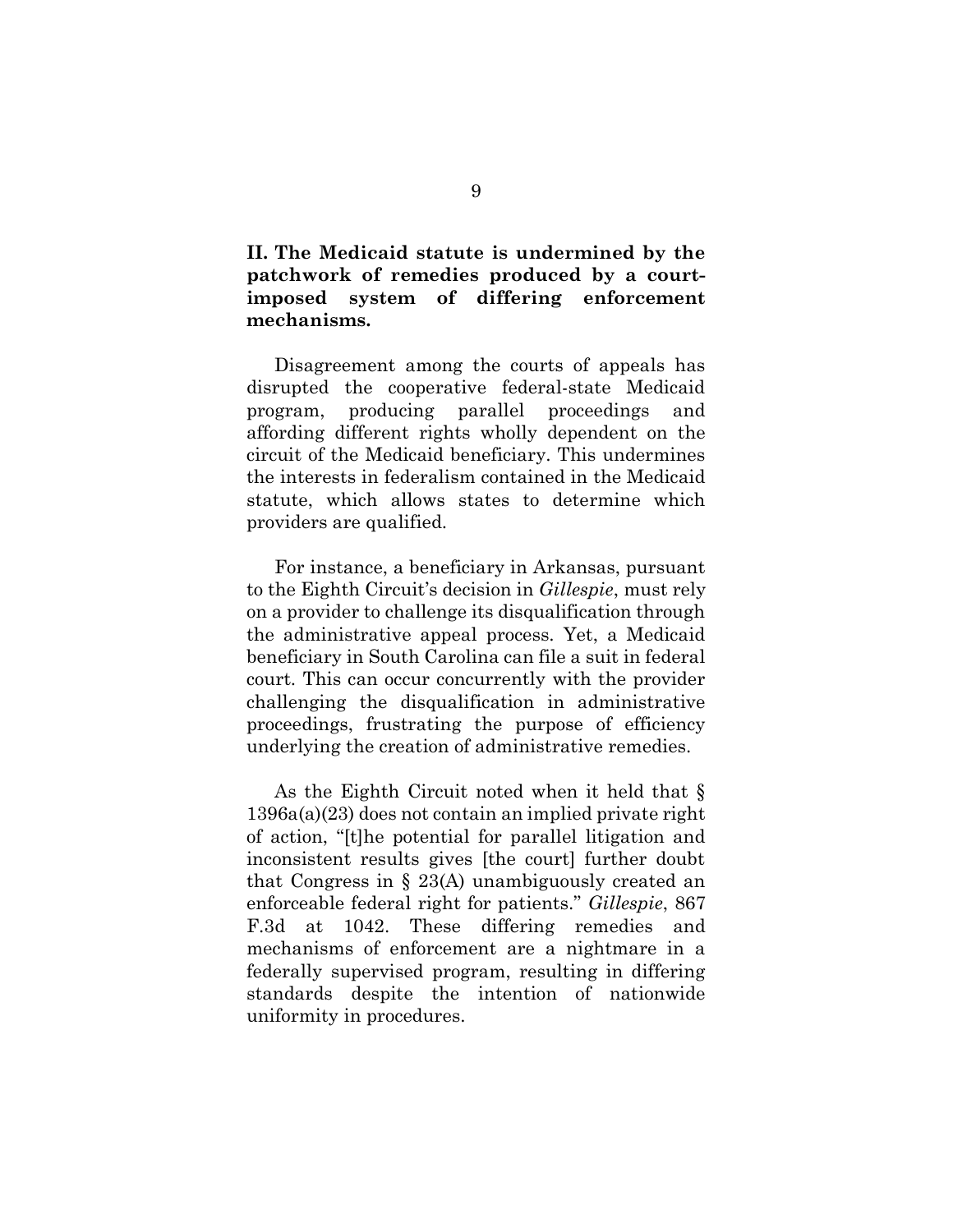## II. The Medicaid statute is undermined by the patchwork of remedies produced by a court-imposed system of differing enforcement mechanisms.

Disagreement among the courts of appeals has disrupted the cooperative federal-state Medicaid program, producing parallel proceedings and affording different rights wholly dependent on the circuit of the Medicaid beneficiary. This undermines the interests in federalism contained in the Medicaid statute, which allows states to determine which providers are qualified.

For instance, a beneficiary in Arkansas, pursuant to the Eighth Circuit's decision in *Gillespie*, must rely on a provider to challenge its disqualification through the administrative appeal process. Yet, a Medicaid beneficiary in South Carolina can file a suit in federal court. This can occur concurrently with the provider challenging the disqualification in administrative proceedings, frustrating the purpose of efficiency underlying the creation of administrative remedies.

As the Eighth Circuit noted when it held that § 1396a(a)(23) does not contain an implied private right of action, "[t]he potential for parallel litigation and inconsistent results gives [the court] further doubt that Congress in § 23(A) unambiguously created an enforceable federal right for patients." *Gillespie*, 867 F.3d at 1042. These differing remedies and mechanisms of enforcement are a nightmare in a federally supervised program, resulting in differing standards despite the intention of nationwide uniformity in procedures.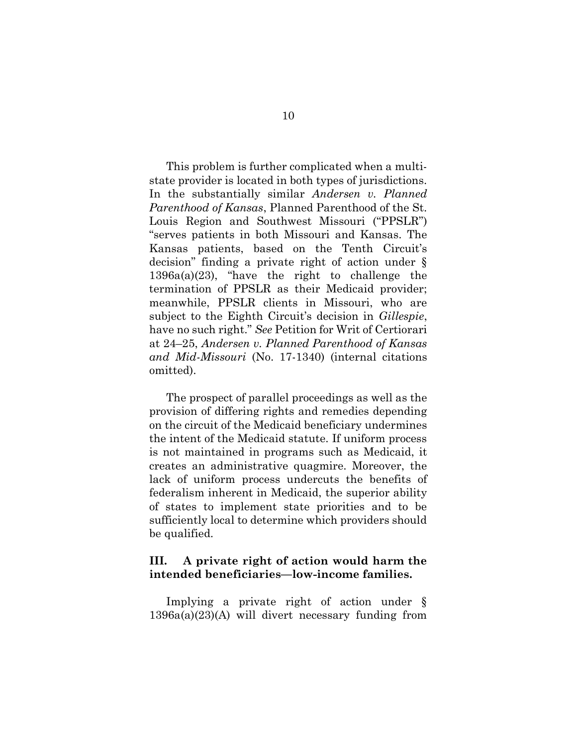This problem is further complicated when a multi-state provider is located in both types of jurisdictions. In the substantially similar *Andersen v. Planned Parenthood of Kansas*, Planned Parenthood of the St. Louis Region and Southwest Missouri ("PPSLR") "serves patients in both Missouri and Kansas. The Kansas patients, based on the Tenth Circuit's decision" finding a private right of action under § 1396a(a)(23), "have the right to challenge the termination of PPSLR as their Medicaid provider; meanwhile, PPSLR clients in Missouri, who are subject to the Eighth Circuit's decision in *Gillespie*, have no such right." *See* Petition for Writ of Certiorari at 24–25, *Andersen v. Planned Parenthood of Kansas and Mid-Missouri* (No. 17-1340) (internal citations omitted).

The prospect of parallel proceedings as well as the provision of differing rights and remedies depending on the circuit of the Medicaid beneficiary undermines the intent of the Medicaid statute. If uniform process is not maintained in programs such as Medicaid, it creates an administrative quagmire. Moreover, the lack of uniform process undercuts the benefits of federalism inherent in Medicaid, the superior ability of states to implement state priorities and to be sufficiently local to determine which providers should be qualified.

## III. A private right of action would harm the intended beneficiaries—low-income families.

Implying a private right of action under § 1396a(a)(23)(A) will divert necessary funding from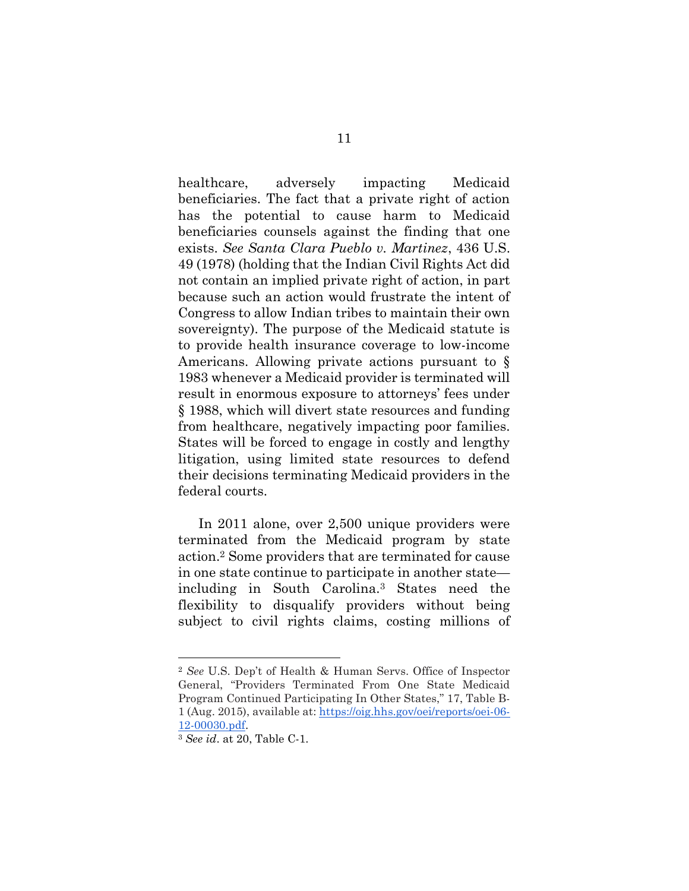healthcare, adversely impacting Medicaid beneficiaries. The fact that a private right of action has the potential to cause harm to Medicaid beneficiaries counsels against the finding that one exists. *See Santa Clara Pueblo v. Martinez*, 436 U.S. 49 (1978) (holding that the Indian Civil Rights Act did not contain an implied private right of action, in part because such an action would frustrate the intent of Congress to allow Indian tribes to maintain their own sovereignty). The purpose of the Medicaid statute is to provide health insurance coverage to low-income Americans. Allowing private actions pursuant to § 1983 whenever a Medicaid provider is terminated will result in enormous exposure to attorneys' fees under § 1988, which will divert state resources and funding from healthcare, negatively impacting poor families. States will be forced to engage in costly and lengthy litigation, using limited state resources to defend their decisions terminating Medicaid providers in the federal courts.

In 2011 alone, over 2,500 unique providers were terminated from the Medicaid program by state action.[2] Some providers that are terminated for cause in one state continue to participate in another state—including in South Carolina.[3] States need the flexibility to disqualify providers without being subject to civil rights claims, costing millions of

---

[2] *See* U.S. Dep't of Health & Human Servs. Office of Inspector General, "Providers Terminated From One State Medicaid Program Continued Participating In Other States," 17, Table B-1 (Aug. 2015), available at: https://oig.hhs.gov/oei/reports/oei-06-12-00030.pdf.

[3] *See id*. at 20, Table C-1.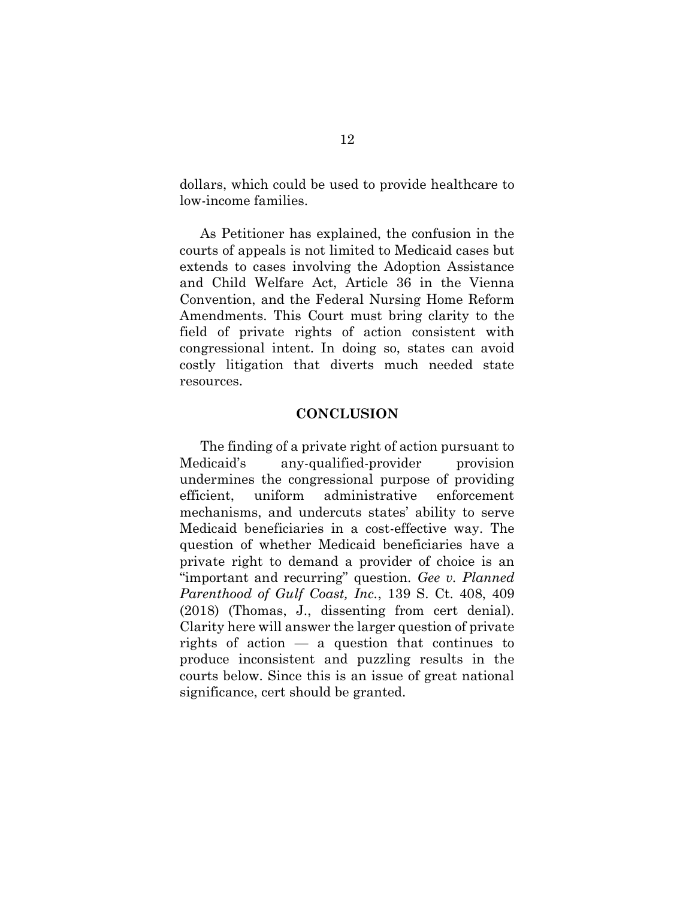dollars, which could be used to provide healthcare to low-income families.

As Petitioner has explained, the confusion in the courts of appeals is not limited to Medicaid cases but extends to cases involving the Adoption Assistance and Child Welfare Act, Article 36 in the Vienna Convention, and the Federal Nursing Home Reform Amendments. This Court must bring clarity to the field of private rights of action consistent with congressional intent. In doing so, states can avoid costly litigation that diverts much needed state resources.

## CONCLUSION

The finding of a private right of action pursuant to Medicaid's any-qualified-provider provision undermines the congressional purpose of providing efficient, uniform administrative enforcement mechanisms, and undercuts states' ability to serve Medicaid beneficiaries in a cost-effective way. The question of whether Medicaid beneficiaries have a private right to demand a provider of choice is an "important and recurring" question. *Gee v. Planned Parenthood of Gulf Coast, Inc.*, 139 S. Ct. 408, 409 (2018) (Thomas, J., dissenting from cert denial). Clarity here will answer the larger question of private rights of action — a question that continues to produce inconsistent and puzzling results in the courts below. Since this is an issue of great national significance, cert should be granted.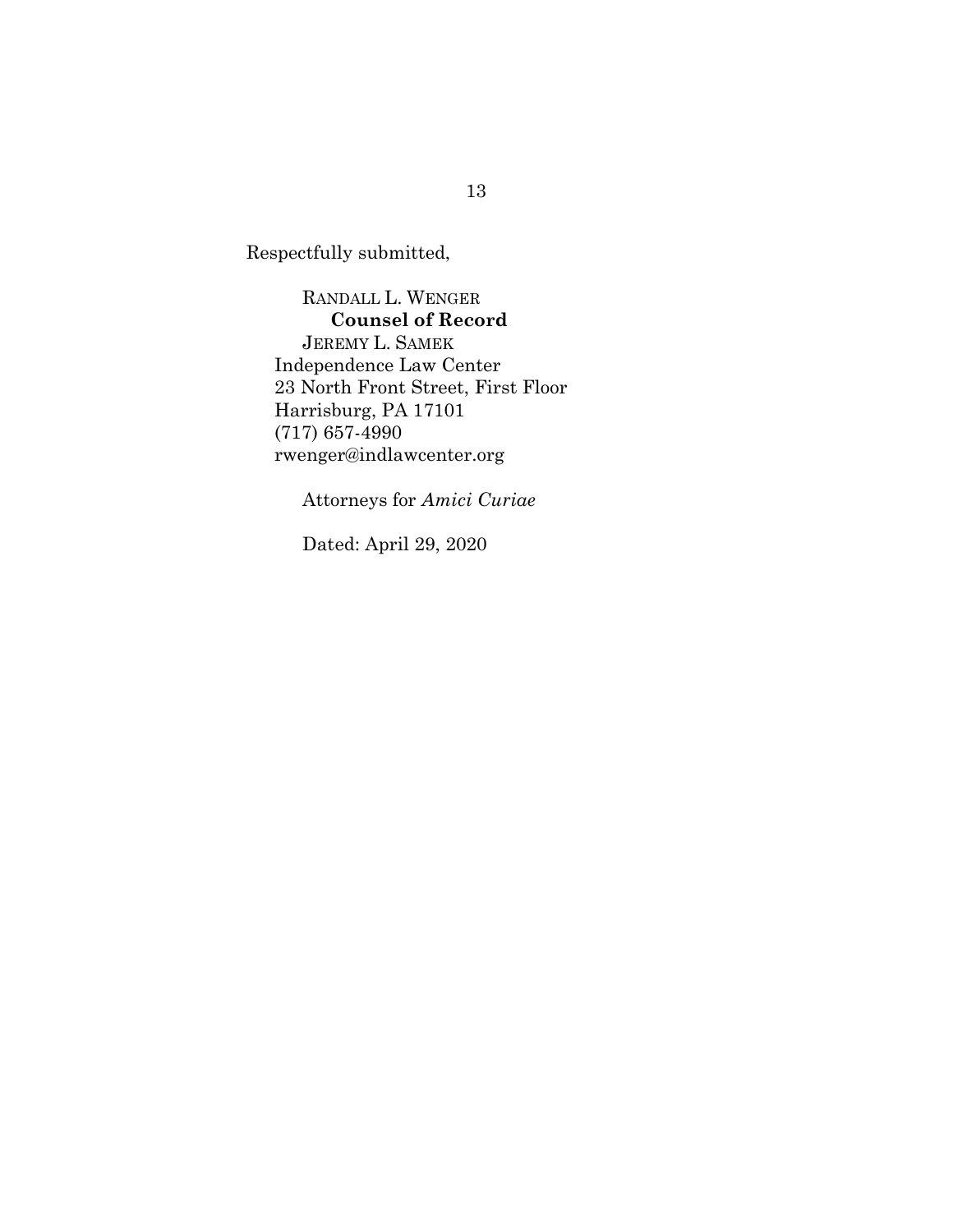Respectfully submitted,

RANDALL L. WENGER
**Counsel of Record**
JEREMY L. SAMEK
Independence Law Center
23 North Front Street, First Floor
Harrisburg, PA 17101
(717) 657-4990
rwenger@indlawcenter.org

Attorneys for *Amici Curiae*

Dated: April 29, 2020